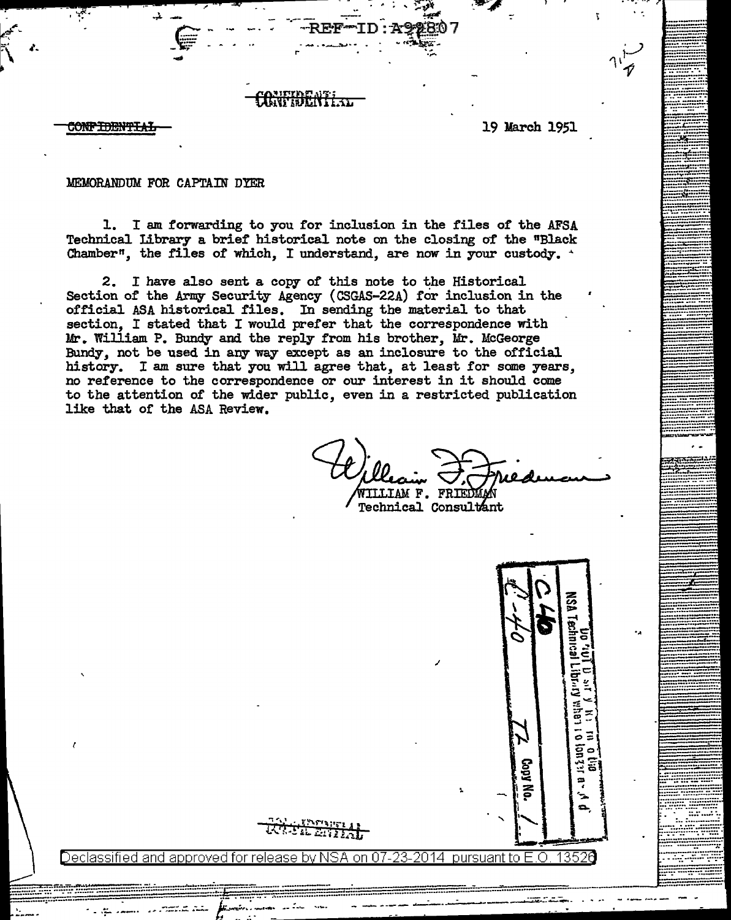REF ID:A98807

CONFIDENTIAL

CONFIDENTIAL

19 March 1951

MEMORANDUM FOR CAPTAIN DYER

1. I am forwarding to you for inclusion in the files of the AFSA Technical Library a brief historical note on the closing of the "Black Chamber", the files of which, I understand, are now in your custody.

2. I have also sent a copy of this note to the Historical Section of the Army Security Agency (CSGAS-22A) for inclusion in the official ASA historical files. In sending the material to that section, I stated that I would prefer that the correspondence with Mr. William P. Bundy and the reply from his brother, Mr. McGeorge Bundy, not be used in any way except as an inclosure to the official history. I am sure that you will agree that, at least for some years, no reference to the correspondence or our interest in it should come to the attention of the wider public, even in a restricted publication like that of the ASA Review.

William F. Friedman
WILLIAM F. FRIEDMAN
Technical Consultant

NSA Technical Library
C 46
C-40 72
Copy No. 1

CONFIDENTIAL

Declassified and approved for release by NSA on 07-23-2014 pursuant to E.O. 13526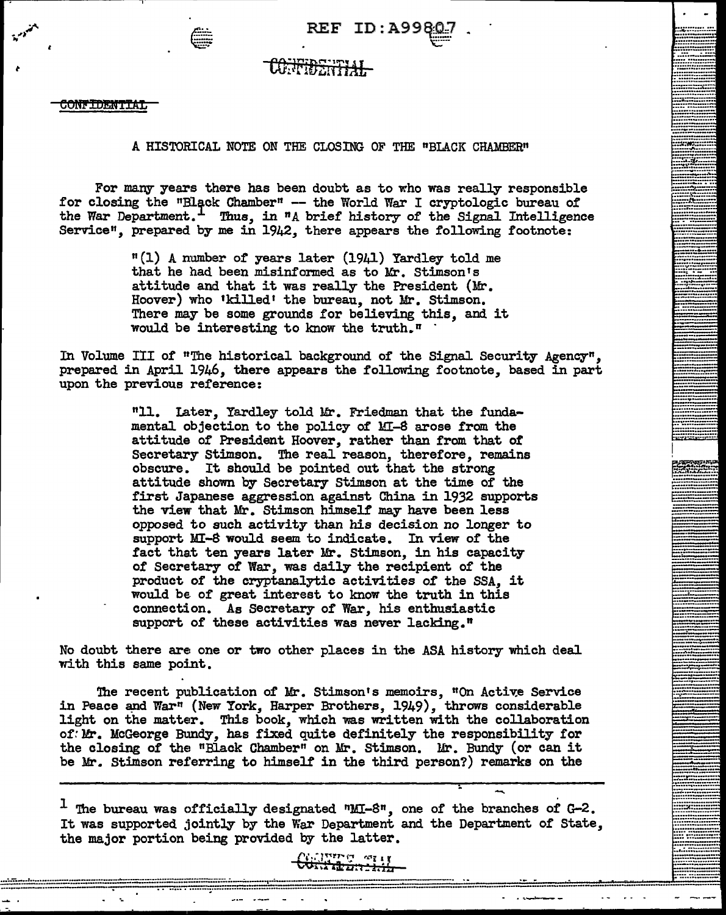CONFIDENTIAL

A HISTORICAL NOTE ON THE CLOSING OF THE "BLACK CHAMBER"

For many years there has been doubt as to who was really responsible for closing the "Black Chamber" -- the World War I cryptologic bureau of the War Department.[1] Thus, in "A brief history of the Signal Intelligence Service", prepared by me in 1942, there appears the following footnote:

> "(1) A number of years later (1941) Yardley told me that he had been misinformed as to Mr. Stimson's attitude and that it was really the President (Mr. Hoover) who 'killed' the bureau, not Mr. Stimson. There may be some grounds for believing this, and it would be interesting to know the truth."

In Volume III of "The historical background of the Signal Security Agency", prepared in April 1946, there appears the following footnote, based in part upon the previous reference:

> "11. Later, Yardley told Mr. Friedman that the fundamental objection to the policy of MI-8 arose from the attitude of President Hoover, rather than from that of Secretary Stimson. The real reason, therefore, remains obscure. It should be pointed out that the strong attitude shown by Secretary Stimson at the time of the first Japanese aggression against China in 1932 supports the view that Mr. Stimson himself may have been less opposed to such activity than his decision no longer to support MI-8 would seem to indicate. In view of the fact that ten years later Mr. Stimson, in his capacity of Secretary of War, was daily the recipient of the product of the cryptanalytic activities of the SSA, it would be of great interest to know the truth in this connection. As Secretary of War, his enthusiastic support of these activities was never lacking."

No doubt there are one or two other places in the ASA history which deal with this same point.

The recent publication of Mr. Stimson's memoirs, "On Active Service in Peace and War" (New York, Harper Brothers, 1949), throws considerable light on the matter. This book, which was written with the collaboration of Mr. McGeorge Bundy, has fixed quite definitely the responsibility for the closing of the "Black Chamber" on Mr. Stimson. Mr. Bundy (or can it be Mr. Stimson referring to himself in the third person?) remarks on the

---

[1] The bureau was officially designated "MI-8", one of the branches of G-2. It was supported jointly by the War Department and the Department of State, the major portion being provided by the latter.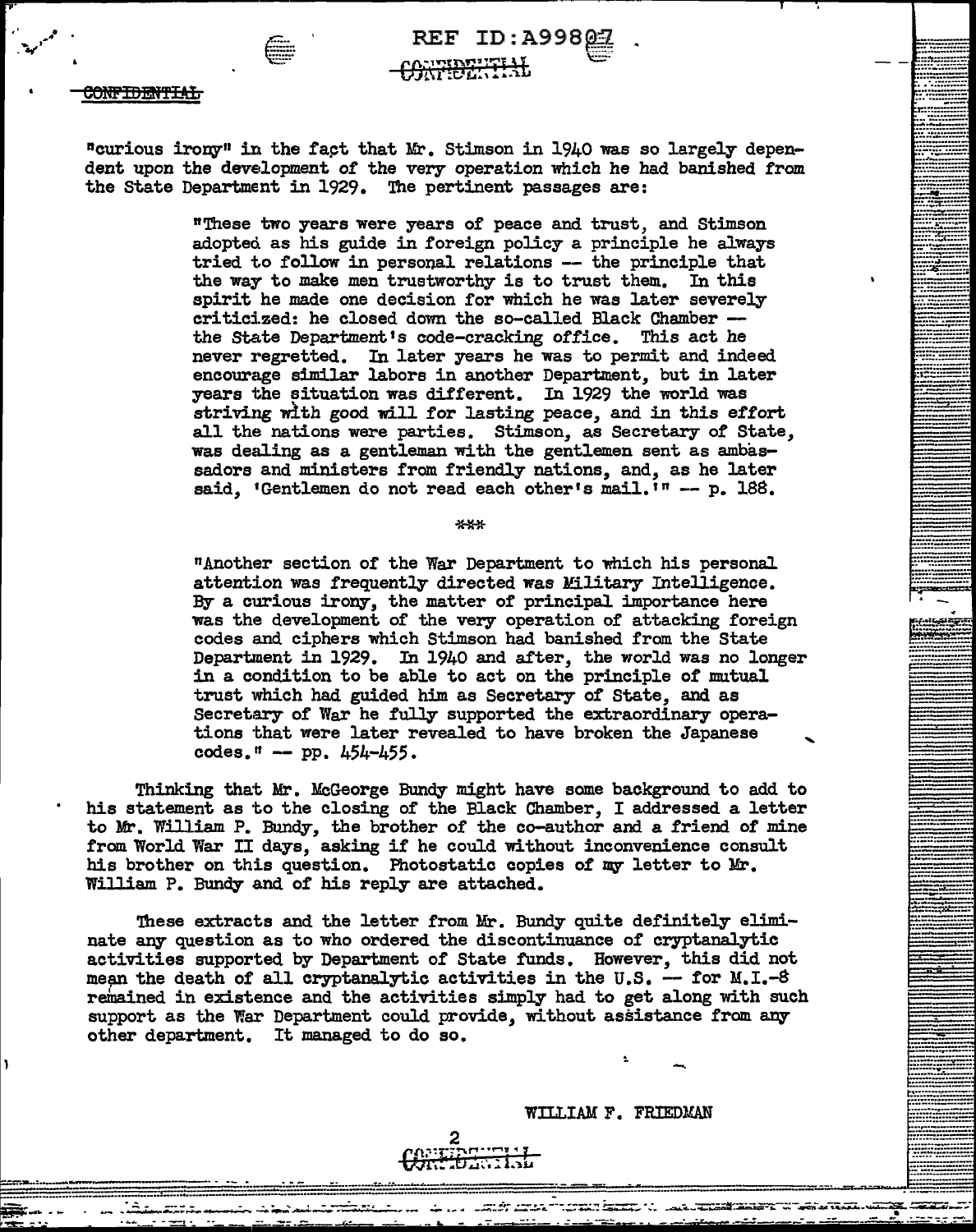"curious irony" in the fact that Mr. Stimson in 1940 was so largely dependent upon the development of the very operation which he had banished from the State Department in 1929. The pertinent passages are:

> "These two years were years of peace and trust, and Stimson adopted as his guide in foreign policy a principle he always tried to follow in personal relations -- the principle that the way to make men trustworthy is to trust them. In this spirit he made one decision for which he was later severely criticized: he closed down the so-called Black Chamber -- the State Department's code-cracking office. This act he never regretted. In later years he was to permit and indeed encourage similar labors in another Department, but in later years the situation was different. In 1929 the world was striving with good will for lasting peace, and in this effort all the nations were parties. Stimson, as Secretary of State, was dealing as a gentleman with the gentlemen sent as ambassadors and ministers from friendly nations, and, as he later said, 'Gentlemen do not read each other's mail.'" -- p. 188.

***

> "Another section of the War Department to which his personal attention was frequently directed was Military Intelligence. By a curious irony, the matter of principal importance here was the development of the very operation of attacking foreign codes and ciphers which Stimson had banished from the State Department in 1929. In 1940 and after, the world was no longer in a condition to be able to act on the principle of mutual trust which had guided him as Secretary of State, and as Secretary of War he fully supported the extraordinary operations that were later revealed to have broken the Japanese codes." -- pp. 454-455.

Thinking that Mr. McGeorge Bundy might have some background to add to his statement as to the closing of the Black Chamber, I addressed a letter to Mr. William P. Bundy, the brother of the co-author and a friend of mine from World War II days, asking if he could without inconvenience consult his brother on this question. Photostatic copies of my letter to Mr. William P. Bundy and of his reply are attached.

These extracts and the letter from Mr. Bundy quite definitely eliminate any question as to who ordered the discontinuance of cryptanalytic activities supported by Department of State funds. However, this did not mean the death of all cryptanalytic activities in the U.S. -- for M.I.-8 remained in existence and the activities simply had to get along with such support as the War Department could provide, without assistance from any other department. It managed to do so.

WILLIAM F. FRIEDMAN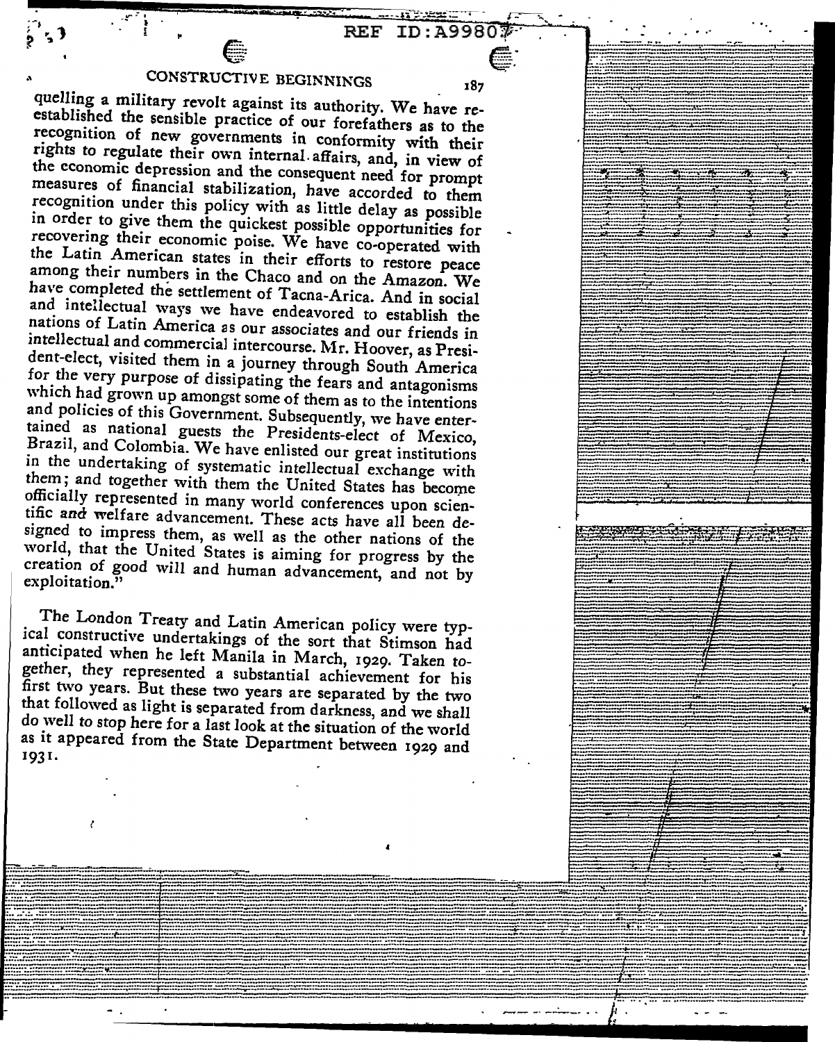quelling a military revolt against its authority. We have re-established the sensible practice of our forefathers as to the recognition of new governments in conformity with their rights to regulate their own internal affairs, and, in view of the economic depression and the consequent need for prompt measures of financial stabilization, have accorded to them recognition under this policy with as little delay as possible in order to give them the quickest possible opportunities for recovering their economic poise. We have co-operated with the Latin American states in their efforts to restore peace among their numbers in the Chaco and on the Amazon. We have completed the settlement of Tacna-Arica. And in social and intellectual ways we have endeavored to establish the nations of Latin America as our associates and our friends in intellectual and commercial intercourse. Mr. Hoover, as President-elect, visited them in a journey through South America for the very purpose of dissipating the fears and antagonisms which had grown up amongst some of them as to the intentions and policies of this Government. Subsequently, we have entertained as national guests the Presidents-elect of Mexico, Brazil, and Colombia. We have enlisted our great institutions in the undertaking of systematic intellectual exchange with them; and together with them the United States has become officially represented in many world conferences upon scientific and welfare advancement. These acts have all been designed to impress them, as well as the other nations of the world, that the United States is aiming for progress by the creation of good will and human advancement, and not by exploitation."

The London Treaty and Latin American policy were typical constructive undertakings of the sort that Stimson had anticipated when he left Manila in March, 1929. Taken together, they represented a substantial achievement for his first two years. But these two years are separated by the two that followed as light is separated from darkness, and we shall do well to stop here for a last look at the situation of the world as it appeared from the State Department between 1929 and 1931.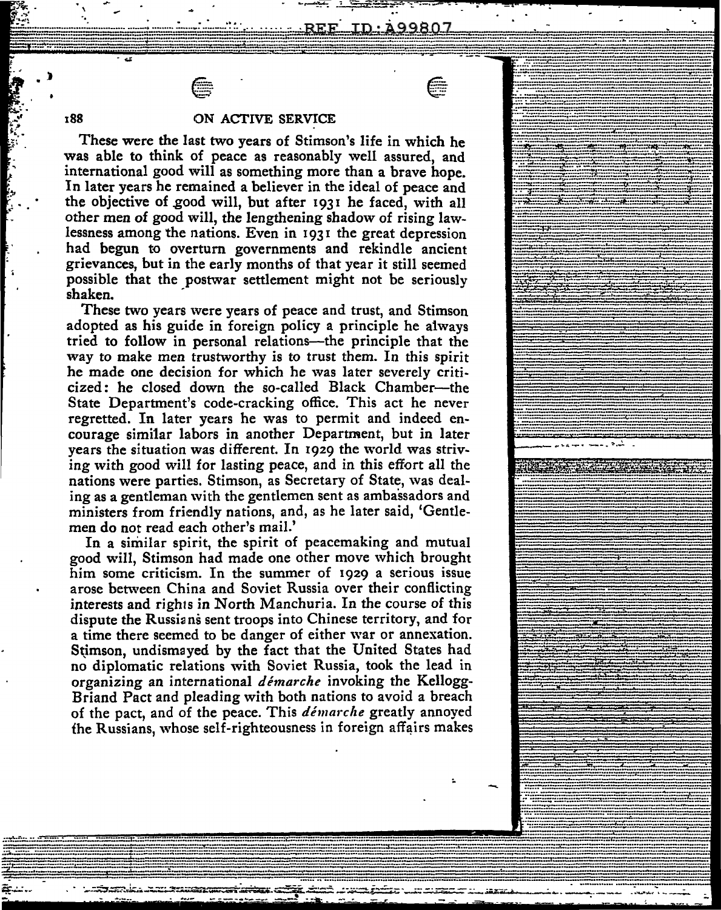These were the last two years of Stimson's life in which he was able to think of peace as reasonably well assured, and international good will as something more than a brave hope. In later years he remained a believer in the ideal of peace and the objective of good will, but after 1931 he faced, with all other men of good will, the lengthening shadow of rising lawlessness among the nations. Even in 1931 the great depression had begun to overturn governments and rekindle ancient grievances, but in the early months of that year it still seemed possible that the postwar settlement might not be seriously shaken.

These two years were years of peace and trust, and Stimson adopted as his guide in foreign policy a principle he always tried to follow in personal relations—the principle that the way to make men trustworthy is to trust them. In this spirit he made one decision for which he was later severely criticized: he closed down the so-called Black Chamber—the State Department's code-cracking office. This act he never regretted. In later years he was to permit and indeed encourage similar labors in another Department, but in later years the situation was different. In 1929 the world was striving with good will for lasting peace, and in this effort all the nations were parties. Stimson, as Secretary of State, was dealing as a gentleman with the gentlemen sent as ambassadors and ministers from friendly nations, and, as he later said, 'Gentlemen do not read each other's mail.'

In a similar spirit, the spirit of peacemaking and mutual good will, Stimson had made one other move which brought him some criticism. In the summer of 1929 a serious issue arose between China and Soviet Russia over their conflicting interests and rights in North Manchuria. In the course of this dispute the Russians sent troops into Chinese territory, and for a time there seemed to be danger of either war or annexation. Stimson, undismayed by the fact that the United States had no diplomatic relations with Soviet Russia, took the lead in organizing an international *démarche* invoking the Kellogg-Briand Pact and pleading with both nations to avoid a breach of the pact, and of the peace. This *démarche* greatly annoyed the Russians, whose self-righteousness in foreign affairs makes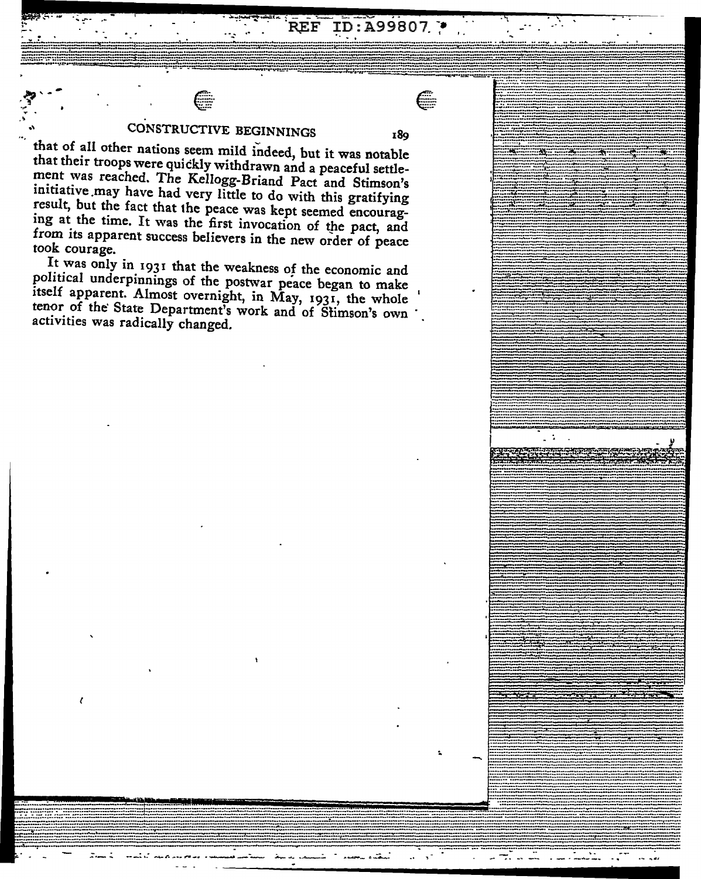that of all other nations seem mild indeed, but it was notable that their troops were quickly withdrawn and a peaceful settlement was reached. The Kellogg-Briand Pact and Stimson's initiative may have had very little to do with this gratifying result, but the fact that the peace was kept seemed encouraging at the time. It was the first invocation of the pact, and from its apparent success believers in the new order of peace took courage.

It was only in 1931 that the weakness of the economic and political underpinnings of the postwar peace began to make itself apparent. Almost overnight, in May, 1931, the whole tenor of the State Department's work and of Stimson's own activities was radically changed.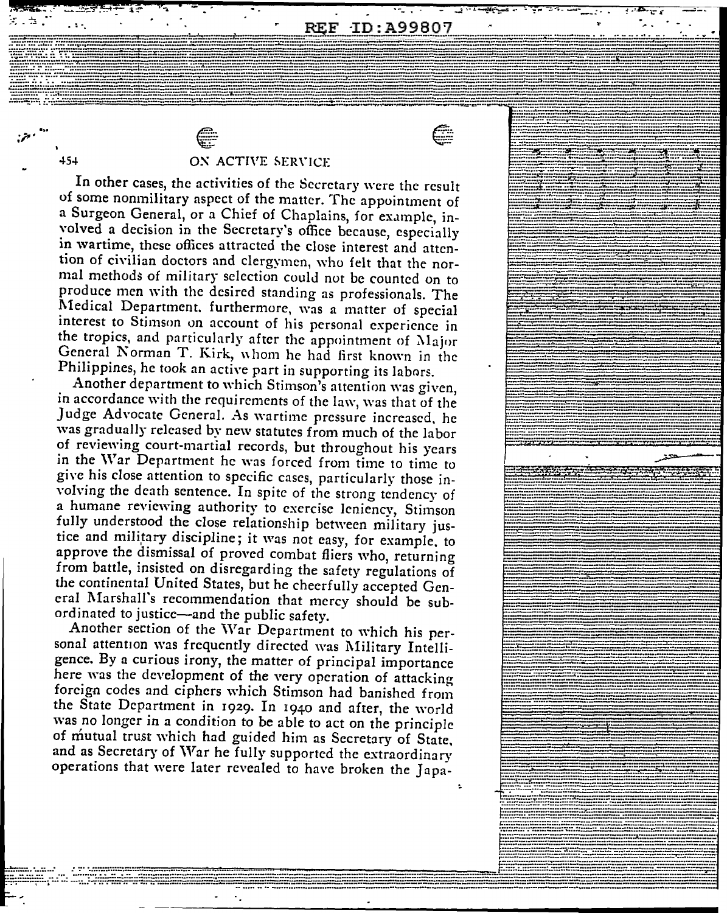In other cases, the activities of the Secretary were the result of some nonmilitary aspect of the matter. The appointment of a Surgeon General, or a Chief of Chaplains, for example, involved a decision in the Secretary's office because, especially in wartime, these offices attracted the close interest and attention of civilian doctors and clergymen, who felt that the normal methods of military selection could not be counted on to produce men with the desired standing as professionals. The Medical Department, furthermore, was a matter of special interest to Stimson on account of his personal experience in the tropics, and particularly after the appointment of Major General Norman T. Kirk, whom he had first known in the Philippines, he took an active part in supporting its labors.

Another department to which Stimson's attention was given, in accordance with the requirements of the law, was that of the Judge Advocate General. As wartime pressure increased, he was gradually released by new statutes from much of the labor of reviewing court-martial records, but throughout his years in the War Department he was forced from time to time to give his close attention to specific cases, particularly those involving the death sentence. In spite of the strong tendency of a humane reviewing authority to exercise leniency, Stimson fully understood the close relationship between military justice and military discipline; it was not easy, for example, to approve the dismissal of proved combat fliers who, returning from battle, insisted on disregarding the safety regulations of the continental United States, but he cheerfully accepted General Marshall's recommendation that mercy should be subordinated to justice—and the public safety.

Another section of the War Department to which his personal attention was frequently directed was Military Intelligence. By a curious irony, the matter of principal importance here was the development of the very operation of attacking foreign codes and ciphers which Stimson had banished from the State Department in 1929. In 1940 and after, the world was no longer in a condition to be able to act on the principle of mutual trust which had guided him as Secretary of State, and as Secretary of War he fully supported the extraordinary operations that were later revealed to have broken the Japa-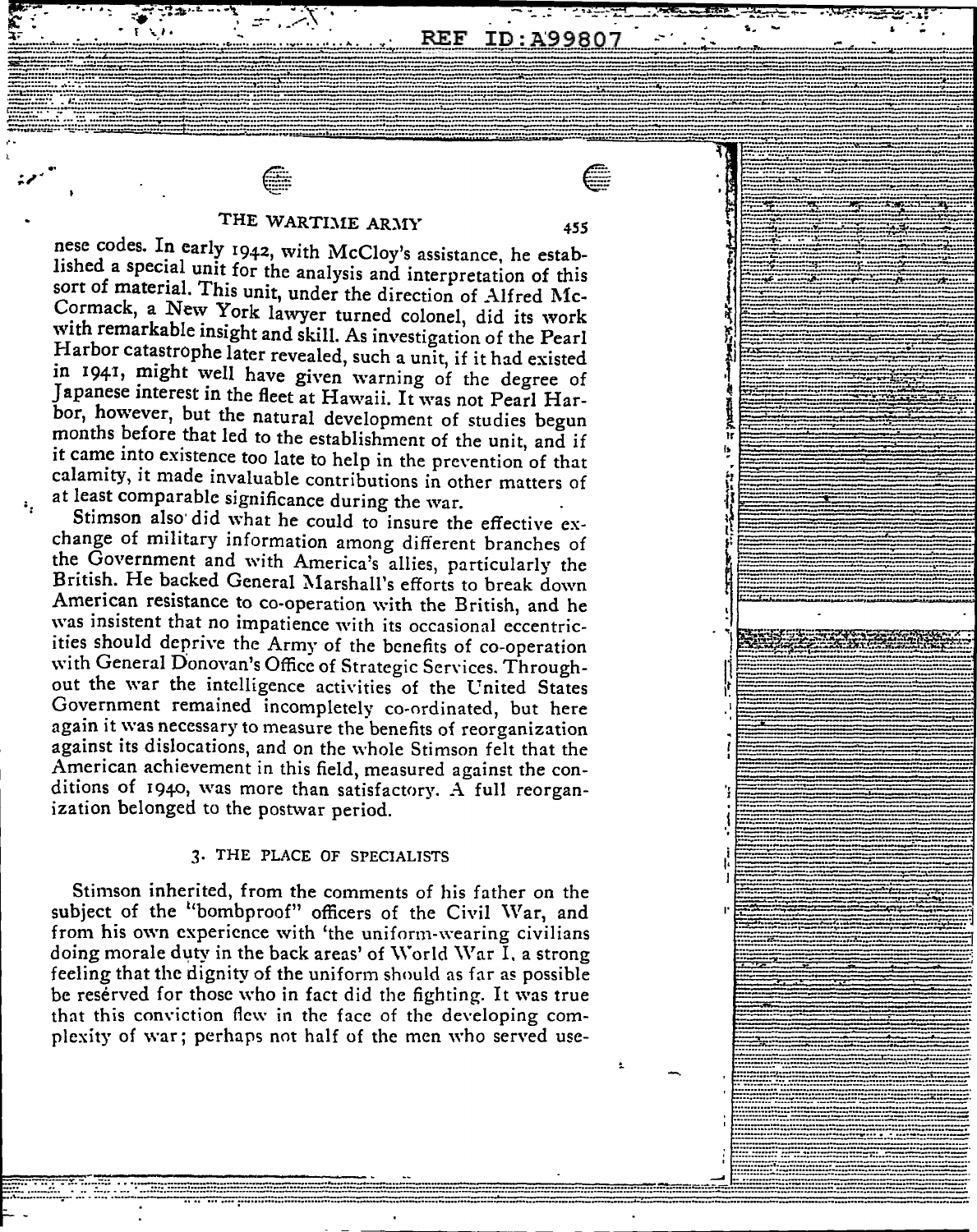nese codes. In early 1942, with McCloy's assistance, he established a special unit for the analysis and interpretation of this sort of material. This unit, under the direction of Alfred McCormack, a New York lawyer turned colonel, did its work with remarkable insight and skill. As investigation of the Pearl Harbor catastrophe later revealed, such a unit, if it had existed in 1941, might well have given warning of the degree of Japanese interest in the fleet at Hawaii. It was not Pearl Harbor, however, but the natural development of studies begun months before that led to the establishment of the unit, and if it came into existence too late to help in the prevention of that calamity, it made invaluable contributions in other matters of at least comparable significance during the war.

Stimson also did what he could to insure the effective exchange of military information among different branches of the Government and with America's allies, particularly the British. He backed General Marshall's efforts to break down American resistance to co-operation with the British, and he was insistent that no impatience with its occasional eccentricities should deprive the Army of the benefits of co-operation with General Donovan's Office of Strategic Services. Throughout the war the intelligence activities of the United States Government remained incompletely co-ordinated, but here again it was necessary to measure the benefits of reorganization against its dislocations, and on the whole Stimson felt that the American achievement in this field, measured against the conditions of 1940, was more than satisfactory. A full reorganization belonged to the postwar period.

### 3. THE PLACE OF SPECIALISTS

Stimson inherited, from the comments of his father on the subject of the "bombproof" officers of the Civil War, and from his own experience with 'the uniform-wearing civilians doing morale duty in the back areas' of World War I, a strong feeling that the dignity of the uniform should as far as possible be reserved for those who in fact did the fighting. It was true that this conviction flew in the face of the developing complexity of war; perhaps not half of the men who served use-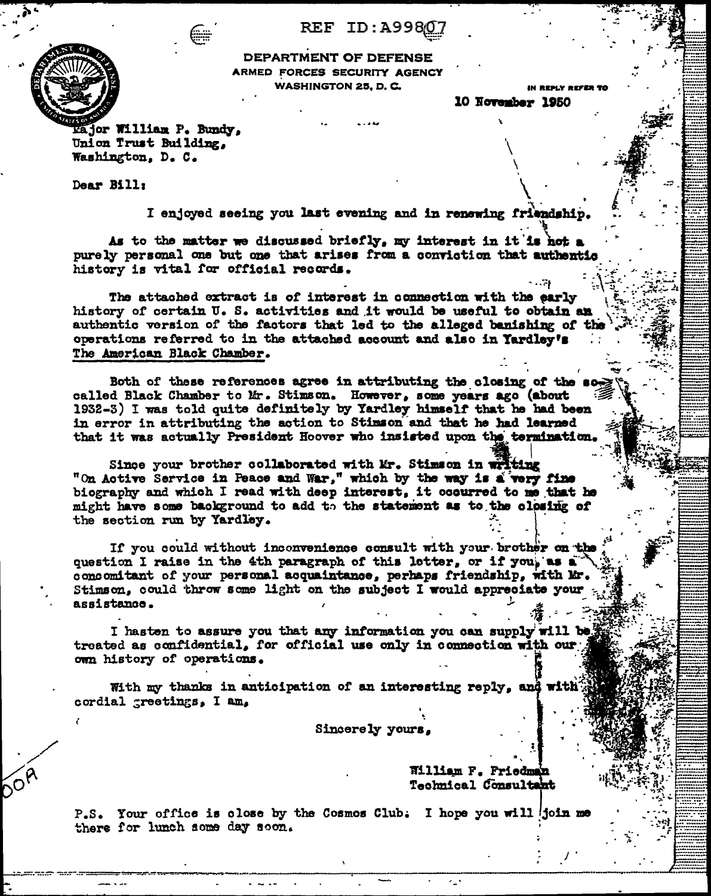REF ID:A99807

DEPARTMENT OF DEFENSE
ARMED FORCES SECURITY AGENCY
WASHINGTON 25, D. C.

IN REPLY REFER TO

10 November 1950

Major William P. Bundy,
Union Trust Building,
Washington, D. C.

Dear Bill:

I enjoyed seeing you last evening and in renewing friendship.

As to the matter we discussed briefly, my interest in it is not a purely personal one but one that arises from a conviction that authentic history is vital for official records.

The attached extract is of interest in connection with the early history of certain U. S. activities and it would be useful to obtain an authentic version of the factors that led to the alleged banishing of the operations referred to in the attached account and also in Yardley's The American Black Chamber.

Both of these references agree in attributing the closing of the so-called Black Chamber to Mr. Stimson. However, some years ago (about 1932-3) I was told quite definitely by Yardley himself that he had been in error in attributing the action to Stimson and that he had learned that it was actually President Hoover who insisted upon the termination.

Since your brother collaborated with Mr. Stimson in writing "On Active Service in Peace and War," which by the way is a very fine biography and which I read with deep interest, it occurred to me that he might have some background to add to the statement as to the closing of the section run by Yardley.

If you could without inconvenience consult with your brother on the question I raise in the 4th paragraph of this letter, or if you, as a concomitant of your personal acquaintance, perhaps friendship, with Mr. Stimson, could throw some light on the subject I would appreciate your assistance.

I hasten to assure you that any information you can supply will be treated as confidential, for official use only in connection with our own history of operations.

With my thanks in anticipation of an interesting reply, and with cordial greetings, I am,

Sincerely yours,

William F. Friedman
Technical Consultant

DOR

P.S. Your office is close by the Cosmos Club. I hope you will join me there for lunch some day soon.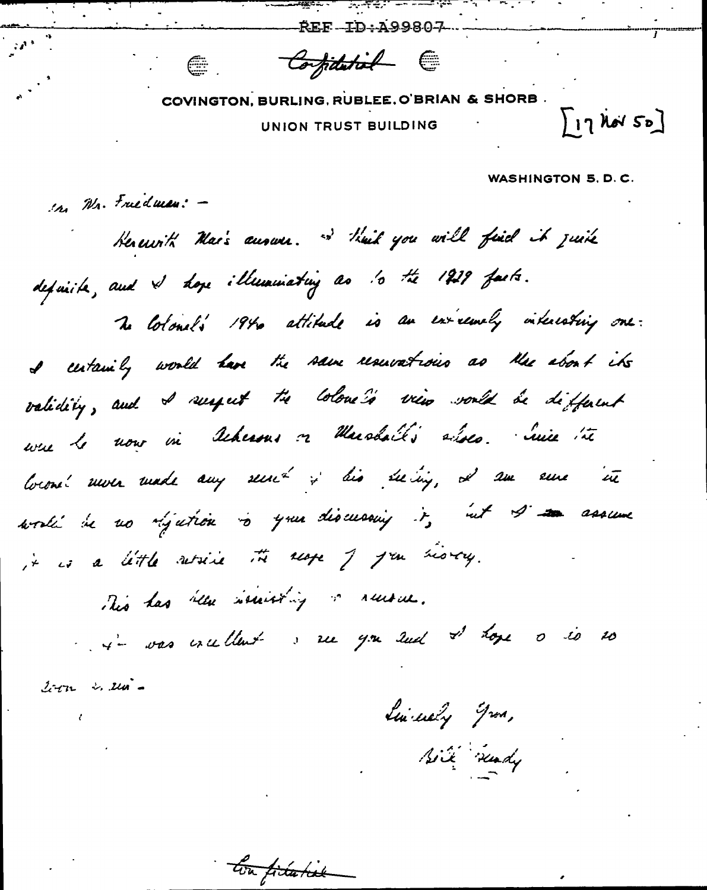REF ID:A99807

~~Confidential~~

COVINGTON, BURLING, RUBLEE, O'BRIAN & SHORB

UNION TRUST BUILDING

[17 Nov 50]

WASHINGTON 5, D. C.

Dear Mr. Friedman: -

Herewith Mac's answer. I think you will find it quite definite, and I hope illuminating as to the 1929 facts.

The Colonel's 1940 attitude is an extremely interesting one: I certainly would have the same reservations as Mac about its validity, and I suspect the Colonel's view would be different were he now in Acheson's or Marshall's shoes. Since the Colonel never made any secret of his feeling, I am sure there would be no objection to your discussing it, but I assume it is a little outside the scope of your history.

This has been interesting & amusing.

It was excellent to see you and I hope to do so soon again.

Sincerely yours,

Bill Bundy

~~Confidential~~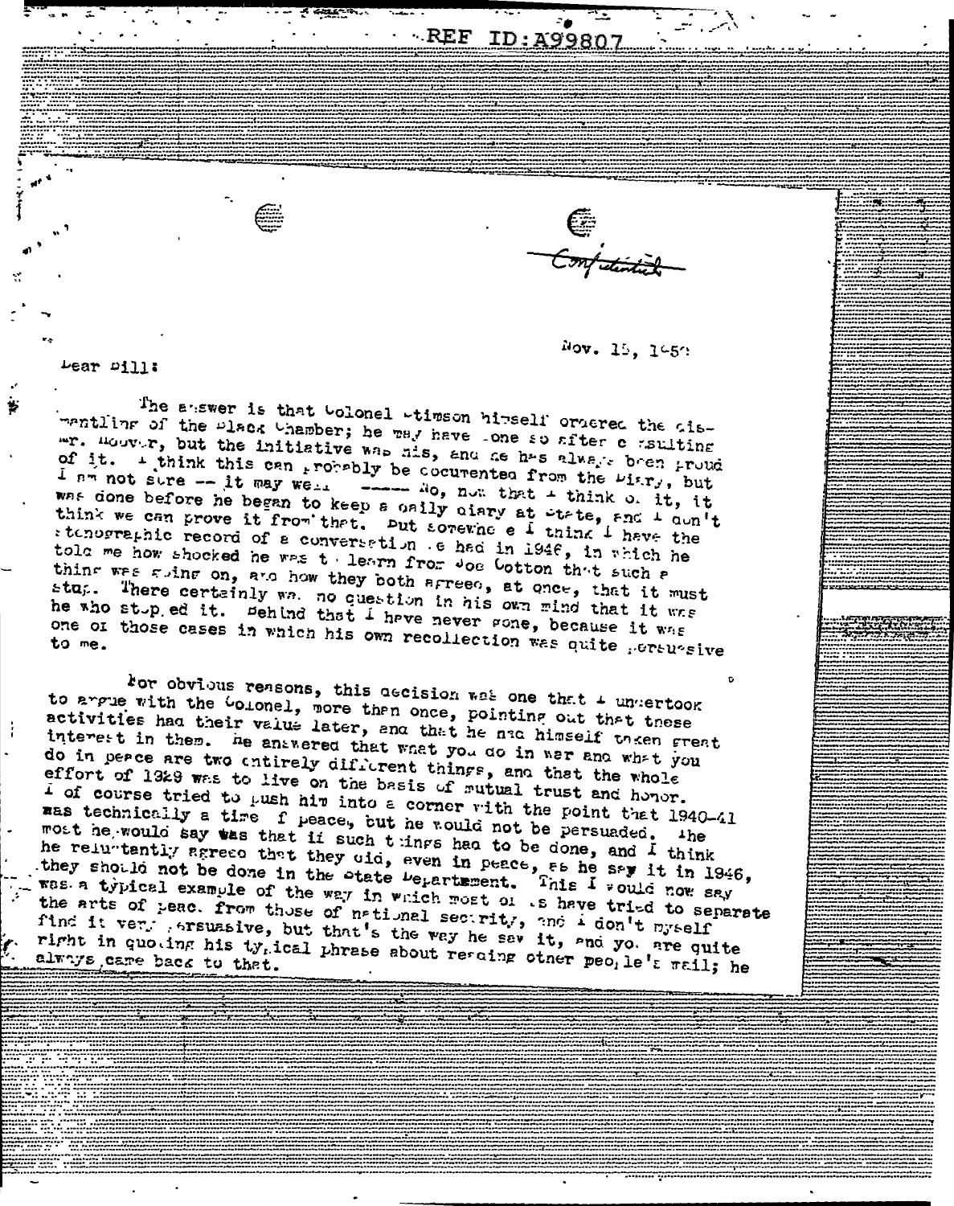REF ID:A99807

Confidential

Nov. 15, 1959

Dear Bill:

The answer is that Colonel Stimson himself ordered the dismantling of the Black Chamber; he may have done so after consulting Mr. Hoover, but the initiative was his, and he has always been proud of it. I think this can probably be documented from the Diary, but I am not sure -- it may well ----- No, now that I think of it, it was done before he began to keep a daily diary at State, and I don't think we can prove it from that. But somewhere I think I have the stenographic record of a conversation he had in 1946, in which he told me how shocked he was to learn from Joe Cotton that such a thing was going on, and how they both agreed, at once, that it must stop. There certainly was no question in his own mind that it was he who stopped it. Behind that I have never gone, because it was one of those cases in which his own recollection was quite persuasive to me.

For obvious reasons, this decision was one that I undertook to argue with the Colonel, more than once, pointing out that these activities had their value later, and that he had himself taken great interest in them. He answered that what you do in war and what you do in peace are two entirely different things, and that the whole effort of 1929 was to live on the basis of mutual trust and honor. I of course tried to push him into a corner with the point that 1940-41 was technically a time of peace, but he would not be persuaded. The most he would say was that if such things had to be done, and I think he reluctantly agreed that they did, even in peace, as he saw it in 1946, they should not be done in the State Department. This I would now say was a typical example of the way in which most of us have tried to separate the arts of peace from those of national security, and I don't myself find it very persuasive, but that's the way he saw it, and you are quite right in quoting his typical phrase about reading other people's mail; he always came back to that.